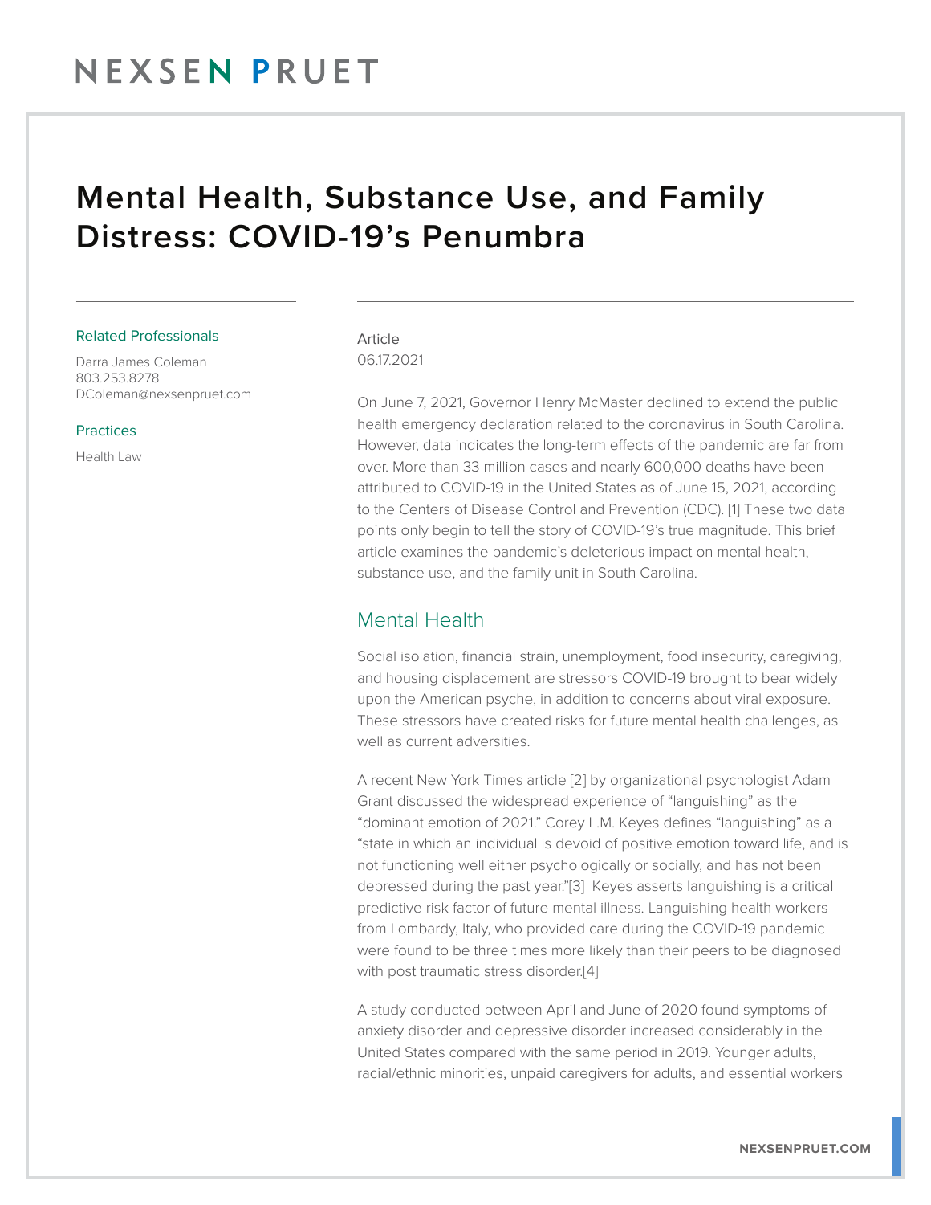# Mental Health, Substance Use, and Family Distress: COVID-19's Penumbra

Related Professionals

Darra James Coleman
803.253.8278
DColeman@nexsenpruet.com

Practices

Health Law

Article
06.17.2021

On June 7, 2021, Governor Henry McMaster declined to extend the public health emergency declaration related to the coronavirus in South Carolina. However, data indicates the long-term effects of the pandemic are far from over. More than 33 million cases and nearly 600,000 deaths have been attributed to COVID-19 in the United States as of June 15, 2021, according to the Centers of Disease Control and Prevention (CDC). [1] These two data points only begin to tell the story of COVID-19's true magnitude. This brief article examines the pandemic's deleterious impact on mental health, substance use, and the family unit in South Carolina.

## Mental Health

Social isolation, financial strain, unemployment, food insecurity, caregiving, and housing displacement are stressors COVID-19 brought to bear widely upon the American psyche, in addition to concerns about viral exposure. These stressors have created risks for future mental health challenges, as well as current adversities.

A recent New York Times article [2] by organizational psychologist Adam Grant discussed the widespread experience of "languishing" as the "dominant emotion of 2021." Corey L.M. Keyes defines "languishing" as a "state in which an individual is devoid of positive emotion toward life, and is not functioning well either psychologically or socially, and has not been depressed during the past year."[3] Keyes asserts languishing is a critical predictive risk factor of future mental illness. Languishing health workers from Lombardy, Italy, who provided care during the COVID-19 pandemic were found to be three times more likely than their peers to be diagnosed with post traumatic stress disorder.[4]

A study conducted between April and June of 2020 found symptoms of anxiety disorder and depressive disorder increased considerably in the United States compared with the same period in 2019. Younger adults, racial/ethnic minorities, unpaid caregivers for adults, and essential workers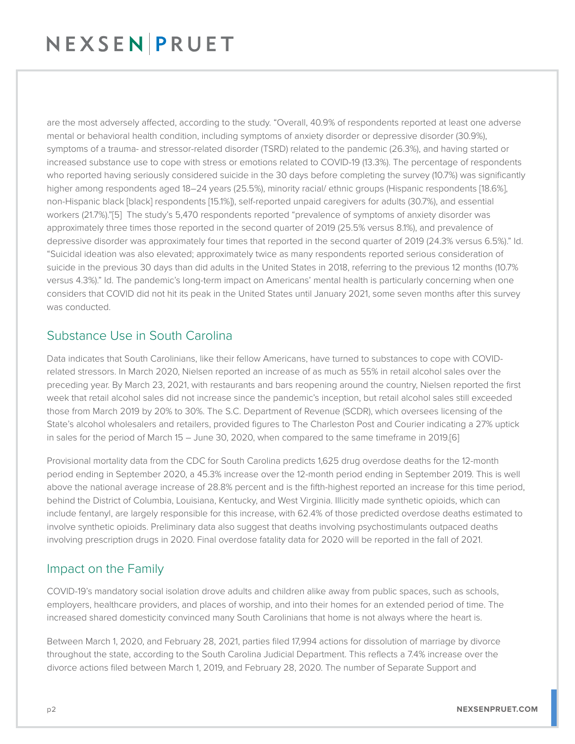are the most adversely affected, according to the study. "Overall, 40.9% of respondents reported at least one adverse mental or behavioral health condition, including symptoms of anxiety disorder or depressive disorder (30.9%), symptoms of a trauma- and stressor-related disorder (TSRD) related to the pandemic (26.3%), and having started or increased substance use to cope with stress or emotions related to COVID-19 (13.3%). The percentage of respondents who reported having seriously considered suicide in the 30 days before completing the survey (10.7%) was significantly higher among respondents aged 18–24 years (25.5%), minority racial/ ethnic groups (Hispanic respondents [18.6%], non-Hispanic black [black] respondents [15.1%]), self-reported unpaid caregivers for adults (30.7%), and essential workers (21.7%)."[5] The study's 5,470 respondents reported "prevalence of symptoms of anxiety disorder was approximately three times those reported in the second quarter of 2019 (25.5% versus 8.1%), and prevalence of depressive disorder was approximately four times that reported in the second quarter of 2019 (24.3% versus 6.5%)." Id. "Suicidal ideation was also elevated; approximately twice as many respondents reported serious consideration of suicide in the previous 30 days than did adults in the United States in 2018, referring to the previous 12 months (10.7% versus 4.3%)." Id. The pandemic's long-term impact on Americans' mental health is particularly concerning when one considers that COVID did not hit its peak in the United States until January 2021, some seven months after this survey was conducted.

## Substance Use in South Carolina

Data indicates that South Carolinians, like their fellow Americans, have turned to substances to cope with COVID-related stressors. In March 2020, Nielsen reported an increase of as much as 55% in retail alcohol sales over the preceding year. By March 23, 2021, with restaurants and bars reopening around the country, Nielsen reported the first week that retail alcohol sales did not increase since the pandemic's inception, but retail alcohol sales still exceeded those from March 2019 by 20% to 30%. The S.C. Department of Revenue (SCDR), which oversees licensing of the State's alcohol wholesalers and retailers, provided figures to The Charleston Post and Courier indicating a 27% uptick in sales for the period of March 15 – June 30, 2020, when compared to the same timeframe in 2019.[6]

Provisional mortality data from the CDC for South Carolina predicts 1,625 drug overdose deaths for the 12-month period ending in September 2020, a 45.3% increase over the 12-month period ending in September 2019. This is well above the national average increase of 28.8% percent and is the fifth-highest reported an increase for this time period, behind the District of Columbia, Louisiana, Kentucky, and West Virginia. Illicitly made synthetic opioids, which can include fentanyl, are largely responsible for this increase, with 62.4% of those predicted overdose deaths estimated to involve synthetic opioids. Preliminary data also suggest that deaths involving psychostimulants outpaced deaths involving prescription drugs in 2020. Final overdose fatality data for 2020 will be reported in the fall of 2021.

## Impact on the Family

COVID-19's mandatory social isolation drove adults and children alike away from public spaces, such as schools, employers, healthcare providers, and places of worship, and into their homes for an extended period of time. The increased shared domesticity convinced many South Carolinians that home is not always where the heart is.

Between March 1, 2020, and February 28, 2021, parties filed 17,994 actions for dissolution of marriage by divorce throughout the state, according to the South Carolina Judicial Department. This reflects a 7.4% increase over the divorce actions filed between March 1, 2019, and February 28, 2020. The number of Separate Support and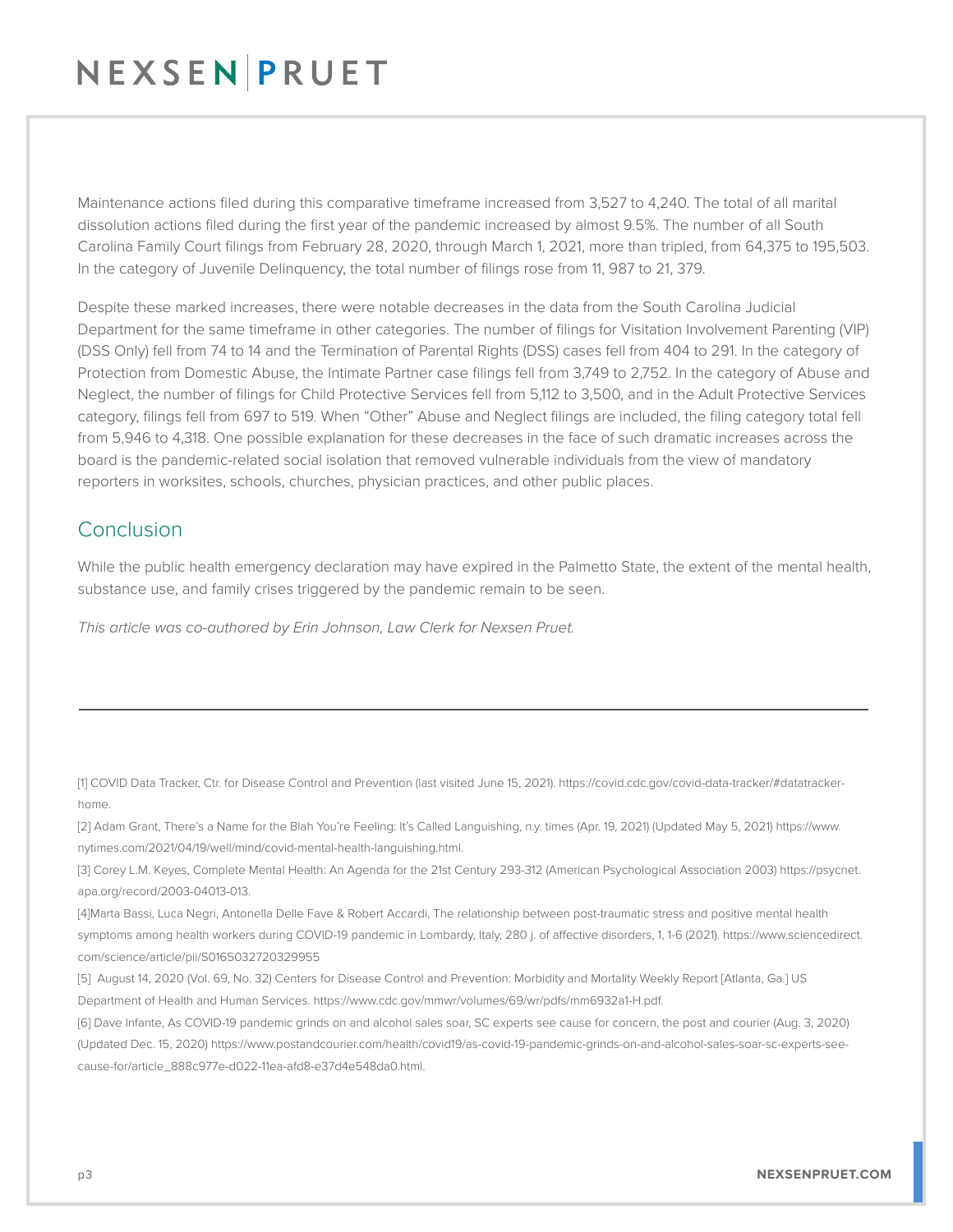Maintenance actions filed during this comparative timeframe increased from 3,527 to 4,240. The total of all marital dissolution actions filed during the first year of the pandemic increased by almost 9.5%. The number of all South Carolina Family Court filings from February 28, 2020, through March 1, 2021, more than tripled, from 64,375 to 195,503. In the category of Juvenile Delinquency, the total number of filings rose from 11, 987 to 21, 379.

Despite these marked increases, there were notable decreases in the data from the South Carolina Judicial Department for the same timeframe in other categories. The number of filings for Visitation Involvement Parenting (VIP) (DSS Only) fell from 74 to 14 and the Termination of Parental Rights (DSS) cases fell from 404 to 291. In the category of Protection from Domestic Abuse, the Intimate Partner case filings fell from 3,749 to 2,752. In the category of Abuse and Neglect, the number of filings for Child Protective Services fell from 5,112 to 3,500, and in the Adult Protective Services category, filings fell from 697 to 519. When "Other" Abuse and Neglect filings are included, the filing category total fell from 5,946 to 4,318. One possible explanation for these decreases in the face of such dramatic increases across the board is the pandemic-related social isolation that removed vulnerable individuals from the view of mandatory reporters in worksites, schools, churches, physician practices, and other public places.

## Conclusion

While the public health emergency declaration may have expired in the Palmetto State, the extent of the mental health, substance use, and family crises triggered by the pandemic remain to be seen.

*This article was co-authored by Erin Johnson, Law Clerk for Nexsen Pruet.*

---

[1] COVID Data Tracker, Ctr. for Disease Control and Prevention (last visited June 15, 2021). https://covid.cdc.gov/covid-data-tracker/#datatracker-home.

[2] Adam Grant, There's a Name for the Blah You're Feeling: It's Called Languishing, n.y. times (Apr. 19, 2021) (Updated May 5, 2021) https://www.nytimes.com/2021/04/19/well/mind/covid-mental-health-languishing.html.

[3] Corey L.M. Keyes, Complete Mental Health: An Agenda for the 21st Century 293-312 (American Psychological Association 2003) https://psycnet.apa.org/record/2003-04013-013.

[4]Marta Bassi, Luca Negri, Antonella Delle Fave & Robert Accardi, The relationship between post-traumatic stress and positive mental health symptoms among health workers during COVID-19 pandemic in Lombardy, Italy, 280 j. of affective disorders, 1, 1-6 (2021). https://www.sciencedirect.com/science/article/pii/S0165032720329955

[5] August 14, 2020 (Vol. 69, No. 32) Centers for Disease Control and Prevention: Morbidity and Mortality Weekly Report [Atlanta, Ga.] US Department of Health and Human Services. https://www.cdc.gov/mmwr/volumes/69/wr/pdfs/mm6932a1-H.pdf.

[6] Dave Infante, As COVID-19 pandemic grinds on and alcohol sales soar, SC experts see cause for concern, the post and courier (Aug. 3, 2020) (Updated Dec. 15, 2020) https://www.postandcourier.com/health/covid19/as-covid-19-pandemic-grinds-on-and-alcohol-sales-soar-sc-experts-see-cause-for/article_888c977e-d022-11ea-afd8-e37d4e548da0.html.